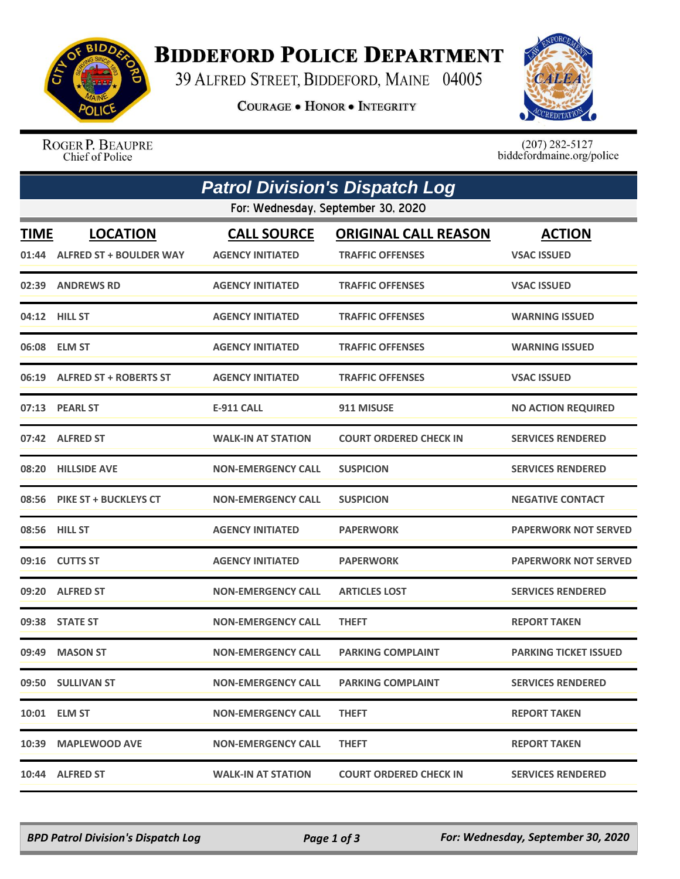# BIDDEFORD POLICE DEPARTMENT

39 ALFRED STREET, BIDDEFORD, MAINE 04005

**COURAGE • HONOR • INTEGRITY**

ROGER P. BEAUPRE
Chief of Police

(207) 282-5127
biddefordmaine.org/police

## *Patrol Division's Dispatch Log*

For: Wednesday, September 30, 2020

| TIME | LOCATION | CALL SOURCE | ORIGINAL CALL REASON | ACTION |
|---|---|---|---|---|
| 01:44 | ALFRED ST + BOULDER WAY | AGENCY INITIATED | TRAFFIC OFFENSES | VSAC ISSUED |
| 02:39 | ANDREWS RD | AGENCY INITIATED | TRAFFIC OFFENSES | VSAC ISSUED |
| 04:12 | HILL ST | AGENCY INITIATED | TRAFFIC OFFENSES | WARNING ISSUED |
| 06:08 | ELM ST | AGENCY INITIATED | TRAFFIC OFFENSES | WARNING ISSUED |
| 06:19 | ALFRED ST + ROBERTS ST | AGENCY INITIATED | TRAFFIC OFFENSES | VSAC ISSUED |
| 07:13 | PEARL ST | E-911 CALL | 911 MISUSE | NO ACTION REQUIRED |
| 07:42 | ALFRED ST | WALK-IN AT STATION | COURT ORDERED CHECK IN | SERVICES RENDERED |
| 08:20 | HILLSIDE AVE | NON-EMERGENCY CALL | SUSPICION | SERVICES RENDERED |
| 08:56 | PIKE ST + BUCKLEYS CT | NON-EMERGENCY CALL | SUSPICION | NEGATIVE CONTACT |
| 08:56 | HILL ST | AGENCY INITIATED | PAPERWORK | PAPERWORK NOT SERVED |
| 09:16 | CUTTS ST | AGENCY INITIATED | PAPERWORK | PAPERWORK NOT SERVED |
| 09:20 | ALFRED ST | NON-EMERGENCY CALL | ARTICLES LOST | SERVICES RENDERED |
| 09:38 | STATE ST | NON-EMERGENCY CALL | THEFT | REPORT TAKEN |
| 09:49 | MASON ST | NON-EMERGENCY CALL | PARKING COMPLAINT | PARKING TICKET ISSUED |
| 09:50 | SULLIVAN ST | NON-EMERGENCY CALL | PARKING COMPLAINT | SERVICES RENDERED |
| 10:01 | ELM ST | NON-EMERGENCY CALL | THEFT | REPORT TAKEN |
| 10:39 | MAPLEWOOD AVE | NON-EMERGENCY CALL | THEFT | REPORT TAKEN |
| 10:44 | ALFRED ST | WALK-IN AT STATION | COURT ORDERED CHECK IN | SERVICES RENDERED |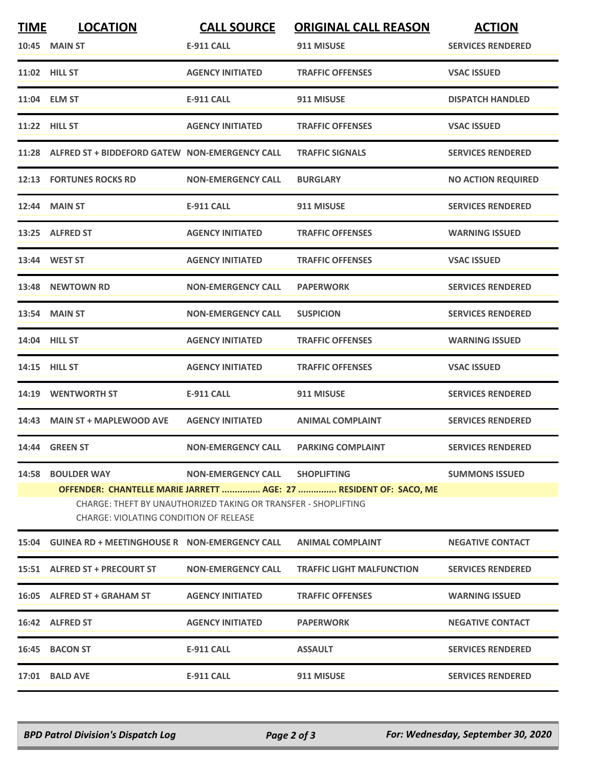| TIME | LOCATION | CALL SOURCE | ORIGINAL CALL REASON | ACTION |
|---|---|---|---|---|
| 10:45 | MAIN ST | E-911 CALL | 911 MISUSE | SERVICES RENDERED |
| 11:02 | HILL ST | AGENCY INITIATED | TRAFFIC OFFENSES | VSAC ISSUED |
| 11:04 | ELM ST | E-911 CALL | 911 MISUSE | DISPATCH HANDLED |
| 11:22 | HILL ST | AGENCY INITIATED | TRAFFIC OFFENSES | VSAC ISSUED |
| 11:28 | ALFRED ST + BIDDEFORD GATEW | NON-EMERGENCY CALL | TRAFFIC SIGNALS | SERVICES RENDERED |
| 12:13 | FORTUNES ROCKS RD | NON-EMERGENCY CALL | BURGLARY | NO ACTION REQUIRED |
| 12:44 | MAIN ST | E-911 CALL | 911 MISUSE | SERVICES RENDERED |
| 13:25 | ALFRED ST | AGENCY INITIATED | TRAFFIC OFFENSES | WARNING ISSUED |
| 13:44 | WEST ST | AGENCY INITIATED | TRAFFIC OFFENSES | VSAC ISSUED |
| 13:48 | NEWTOWN RD | NON-EMERGENCY CALL | PAPERWORK | SERVICES RENDERED |
| 13:54 | MAIN ST | NON-EMERGENCY CALL | SUSPICION | SERVICES RENDERED |
| 14:04 | HILL ST | AGENCY INITIATED | TRAFFIC OFFENSES | WARNING ISSUED |
| 14:15 | HILL ST | AGENCY INITIATED | TRAFFIC OFFENSES | VSAC ISSUED |
| 14:19 | WENTWORTH ST | E-911 CALL | 911 MISUSE | SERVICES RENDERED |
| 14:43 | MAIN ST + MAPLEWOOD AVE | AGENCY INITIATED | ANIMAL COMPLAINT | SERVICES RENDERED |
| 14:44 | GREEN ST | NON-EMERGENCY CALL | PARKING COMPLAINT | SERVICES RENDERED |
| 14:58 | BOULDER WAY | NON-EMERGENCY CALL | SHOPLIFTING | SUMMONS ISSUED |
| | **OFFENDER: CHANTELLE MARIE JARRETT ............... AGE: 27 ............... RESIDENT OF: SACO, ME** | | | |
| | CHARGE: THEFT BY UNAUTHORIZED TAKING OR TRANSFER - SHOPLIFTING | | | |
| | CHARGE: VIOLATING CONDITION OF RELEASE | | | |
| 15:04 | GUINEA RD + MEETINGHOUSE R | NON-EMERGENCY CALL | ANIMAL COMPLAINT | NEGATIVE CONTACT |
| 15:51 | ALFRED ST + PRECOURT ST | NON-EMERGENCY CALL | TRAFFIC LIGHT MALFUNCTION | SERVICES RENDERED |
| 16:05 | ALFRED ST + GRAHAM ST | AGENCY INITIATED | TRAFFIC OFFENSES | WARNING ISSUED |
| 16:42 | ALFRED ST | AGENCY INITIATED | PAPERWORK | NEGATIVE CONTACT |
| 16:45 | BACON ST | E-911 CALL | ASSAULT | SERVICES RENDERED |
| 17:01 | BALD AVE | E-911 CALL | 911 MISUSE | SERVICES RENDERED |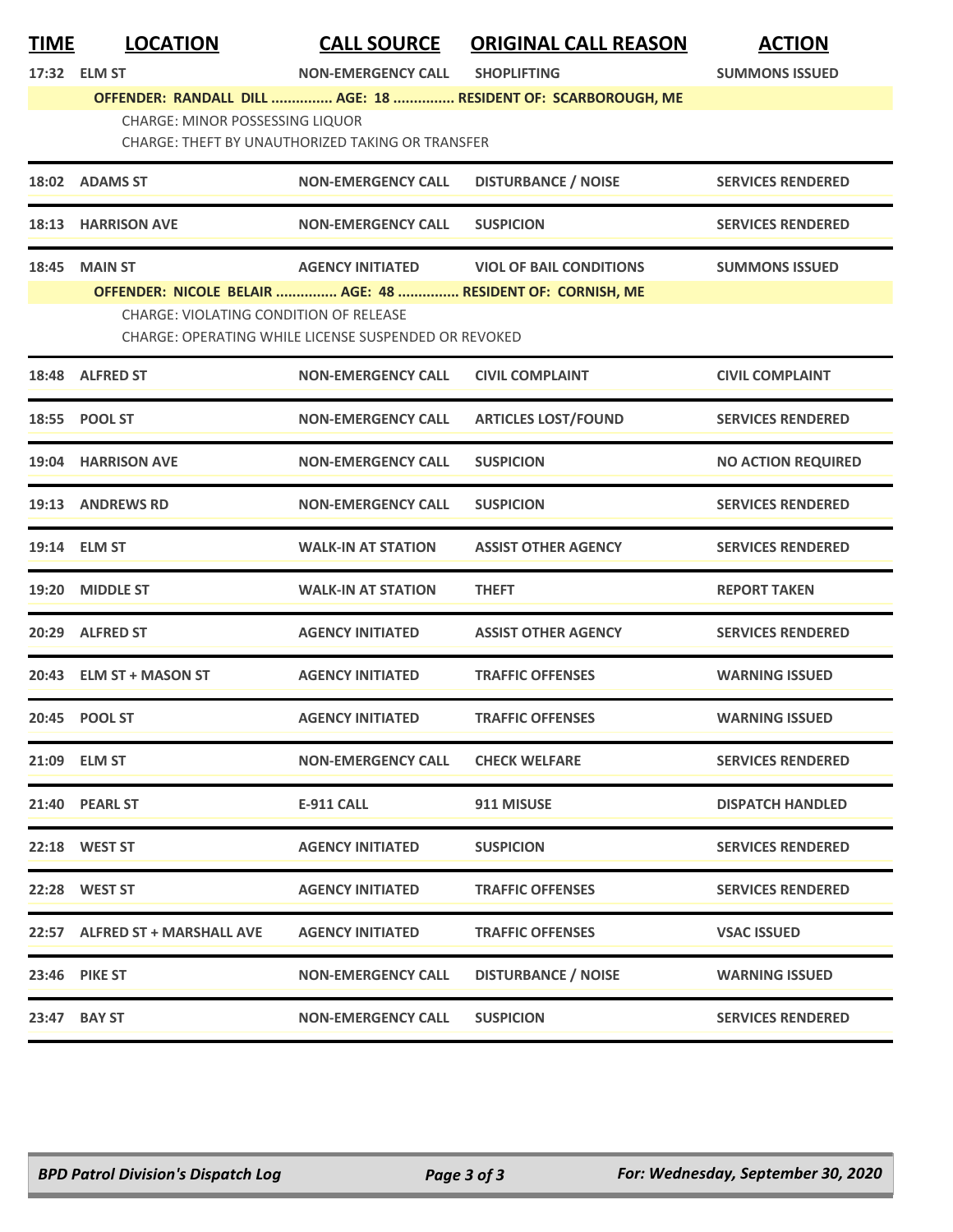| TIME | LOCATION | CALL SOURCE | ORIGINAL CALL REASON | ACTION |
|---|---|---|---|---|
| 17:32 | ELM ST | NON-EMERGENCY CALL | SHOPLIFTING | SUMMONS ISSUED |
| | OFFENDER: RANDALL DILL ............... AGE: 18 ............... RESIDENT OF: SCARBOROUGH, ME | | | |
| | CHARGE: MINOR POSSESSING LIQUOR | | | |
| | CHARGE: THEFT BY UNAUTHORIZED TAKING OR TRANSFER | | | |
| 18:02 | ADAMS ST | NON-EMERGENCY CALL | DISTURBANCE / NOISE | SERVICES RENDERED |
| 18:13 | HARRISON AVE | NON-EMERGENCY CALL | SUSPICION | SERVICES RENDERED |
| 18:45 | MAIN ST | AGENCY INITIATED | VIOL OF BAIL CONDITIONS | SUMMONS ISSUED |
| | OFFENDER: NICOLE BELAIR ............... AGE: 48 ............... RESIDENT OF: CORNISH, ME | | | |
| | CHARGE: VIOLATING CONDITION OF RELEASE | | | |
| | CHARGE: OPERATING WHILE LICENSE SUSPENDED OR REVOKED | | | |
| 18:48 | ALFRED ST | NON-EMERGENCY CALL | CIVIL COMPLAINT | CIVIL COMPLAINT |
| 18:55 | POOL ST | NON-EMERGENCY CALL | ARTICLES LOST/FOUND | SERVICES RENDERED |
| 19:04 | HARRISON AVE | NON-EMERGENCY CALL | SUSPICION | NO ACTION REQUIRED |
| 19:13 | ANDREWS RD | NON-EMERGENCY CALL | SUSPICION | SERVICES RENDERED |
| 19:14 | ELM ST | WALK-IN AT STATION | ASSIST OTHER AGENCY | SERVICES RENDERED |
| 19:20 | MIDDLE ST | WALK-IN AT STATION | THEFT | REPORT TAKEN |
| 20:29 | ALFRED ST | AGENCY INITIATED | ASSIST OTHER AGENCY | SERVICES RENDERED |
| 20:43 | ELM ST + MASON ST | AGENCY INITIATED | TRAFFIC OFFENSES | WARNING ISSUED |
| 20:45 | POOL ST | AGENCY INITIATED | TRAFFIC OFFENSES | WARNING ISSUED |
| 21:09 | ELM ST | NON-EMERGENCY CALL | CHECK WELFARE | SERVICES RENDERED |
| 21:40 | PEARL ST | E-911 CALL | 911 MISUSE | DISPATCH HANDLED |
| 22:18 | WEST ST | AGENCY INITIATED | SUSPICION | SERVICES RENDERED |
| 22:28 | WEST ST | AGENCY INITIATED | TRAFFIC OFFENSES | SERVICES RENDERED |
| 22:57 | ALFRED ST + MARSHALL AVE | AGENCY INITIATED | TRAFFIC OFFENSES | VSAC ISSUED |
| 23:46 | PIKE ST | NON-EMERGENCY CALL | DISTURBANCE / NOISE | WARNING ISSUED |
| 23:47 | BAY ST | NON-EMERGENCY CALL | SUSPICION | SERVICES RENDERED |

*BPD Patrol Division's Dispatch Log* — *For: Wednesday, September 30, 2020*